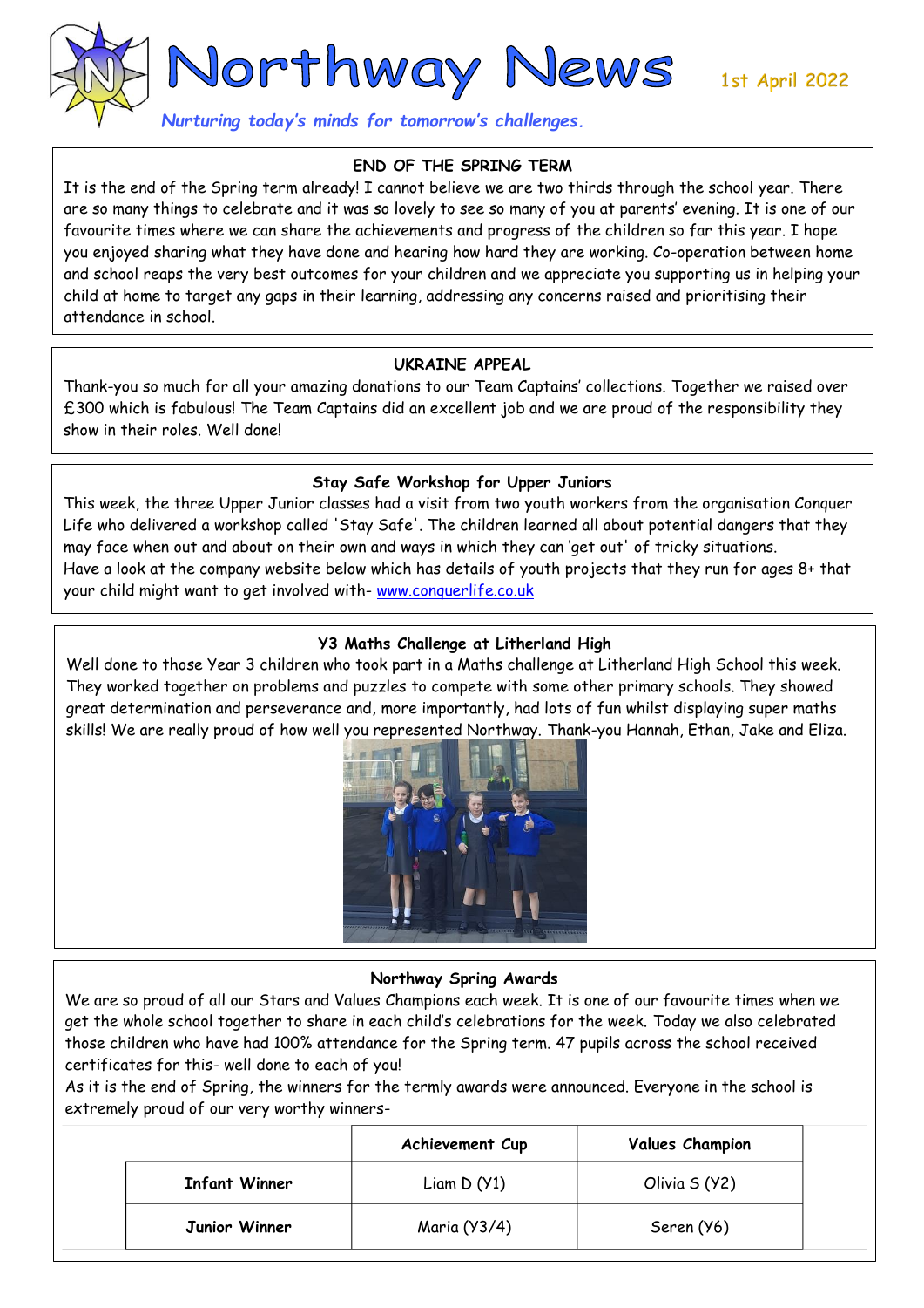# Northway News

*Nurturing today's minds for tomorrow's challenges.*

1st April 2022

## END OF THE SPRING TERM

It is the end of the Spring term already! I cannot believe we are two thirds through the school year. There are so many things to celebrate and it was so lovely to see so many of you at parents' evening. It is one of our favourite times where we can share the achievements and progress of the children so far this year. I hope you enjoyed sharing what they have done and hearing how hard they are working. Co-operation between home and school reaps the very best outcomes for your children and we appreciate you supporting us in helping your child at home to target any gaps in their learning, addressing any concerns raised and prioritising their attendance in school.

## UKRAINE APPEAL

Thank-you so much for all your amazing donations to our Team Captains' collections. Together we raised over £300 which is fabulous! The Team Captains did an excellent job and we are proud of the responsibility they show in their roles. Well done!

## Stay Safe Workshop for Upper Juniors

This week, the three Upper Junior classes had a visit from two youth workers from the organisation Conquer Life who delivered a workshop called 'Stay Safe'. The children learned all about potential dangers that they may face when out and about on their own and ways in which they can 'get out' of tricky situations.
Have a look at the company website below which has details of youth projects that they run for ages 8+ that your child might want to get involved with- www.conquerlife.co.uk

## Y3 Maths Challenge at Litherland High

Well done to those Year 3 children who took part in a Maths challenge at Litherland High School this week. They worked together on problems and puzzles to compete with some other primary schools. They showed great determination and perseverance and, more importantly, had lots of fun whilst displaying super maths skills! We are really proud of how well you represented Northway. Thank-you Hannah, Ethan, Jake and Eliza.

## Northway Spring Awards

We are so proud of all our Stars and Values Champions each week. It is one of our favourite times when we get the whole school together to share in each child's celebrations for the week. Today we also celebrated those children who have had 100% attendance for the Spring term. 47 pupils across the school received certificates for this- well done to each of you!
As it is the end of Spring, the winners for the termly awards were announced. Everyone in the school is extremely proud of our very worthy winners-

| | Achievement Cup | Values Champion |
|---|---|---|
| **Infant Winner** | Liam D (Y1) | Olivia S (Y2) |
| **Junior Winner** | Maria (Y3/4) | Seren (Y6) |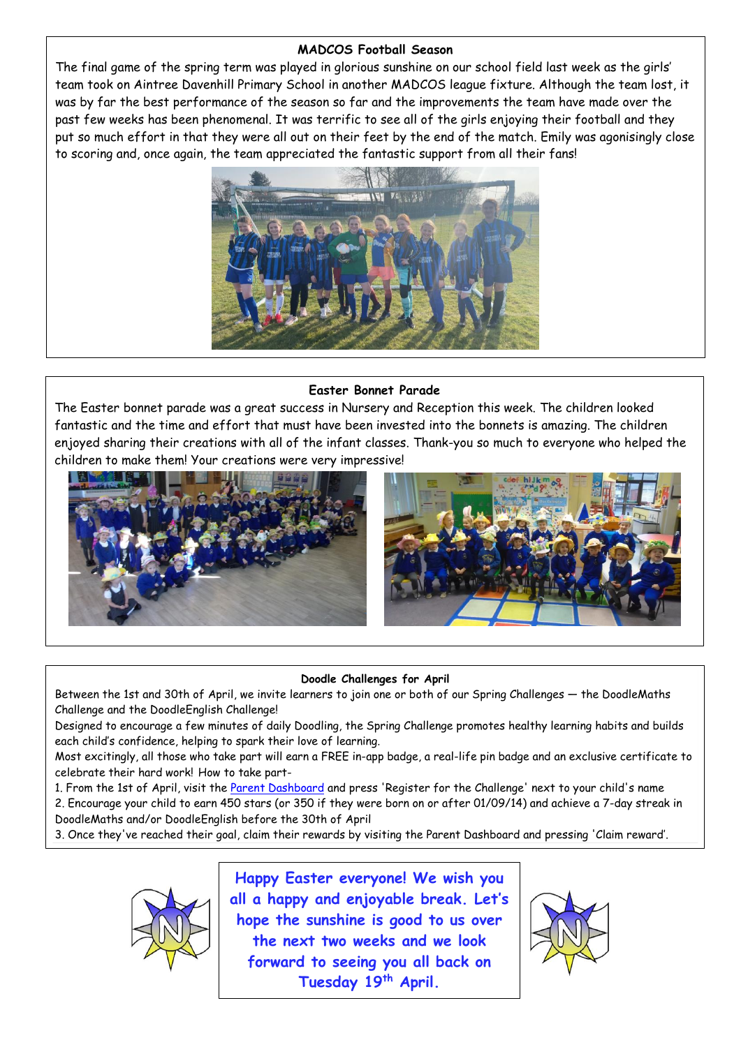### MADCOS Football Season

The final game of the spring term was played in glorious sunshine on our school field last week as the girls' team took on Aintree Davenhill Primary School in another MADCOS league fixture. Although the team lost, it was by far the best performance of the season so far and the improvements the team have made over the past few weeks has been phenomenal. It was terrific to see all of the girls enjoying their football and they put so much effort in that they were all out on their feet by the end of the match. Emily was agonisingly close to scoring and, once again, the team appreciated the fantastic support from all their fans!

### Easter Bonnet Parade

The Easter bonnet parade was a great success in Nursery and Reception this week. The children looked fantastic and the time and effort that must have been invested into the bonnets is amazing. The children enjoyed sharing their creations with all of the infant classes. Thank-you so much to everyone who helped the children to make them! Your creations were very impressive!

### Doodle Challenges for April

Between the 1st and 30th of April, we invite learners to join one or both of our Spring Challenges — the DoodleMaths Challenge and the DoodleEnglish Challenge!

Designed to encourage a few minutes of daily Doodling, the Spring Challenge promotes healthy learning habits and builds each child's confidence, helping to spark their love of learning.

Most excitingly, all those who take part will earn a FREE in-app badge, a real-life pin badge and an exclusive certificate to celebrate their hard work! How to take part-

1. From the 1st of April, visit the Parent Dashboard and press 'Register for the Challenge' next to your child's name
2. Encourage your child to earn 450 stars (or 350 if they were born on or after 01/09/14) and achieve a 7-day streak in DoodleMaths and/or DoodleEnglish before the 30th of April
3. Once they've reached their goal, claim their rewards by visiting the Parent Dashboard and pressing 'Claim reward'.

**Happy Easter everyone! We wish you all a happy and enjoyable break. Let's hope the sunshine is good to us over the next two weeks and we look forward to seeing you all back on Tuesday 19th April.**